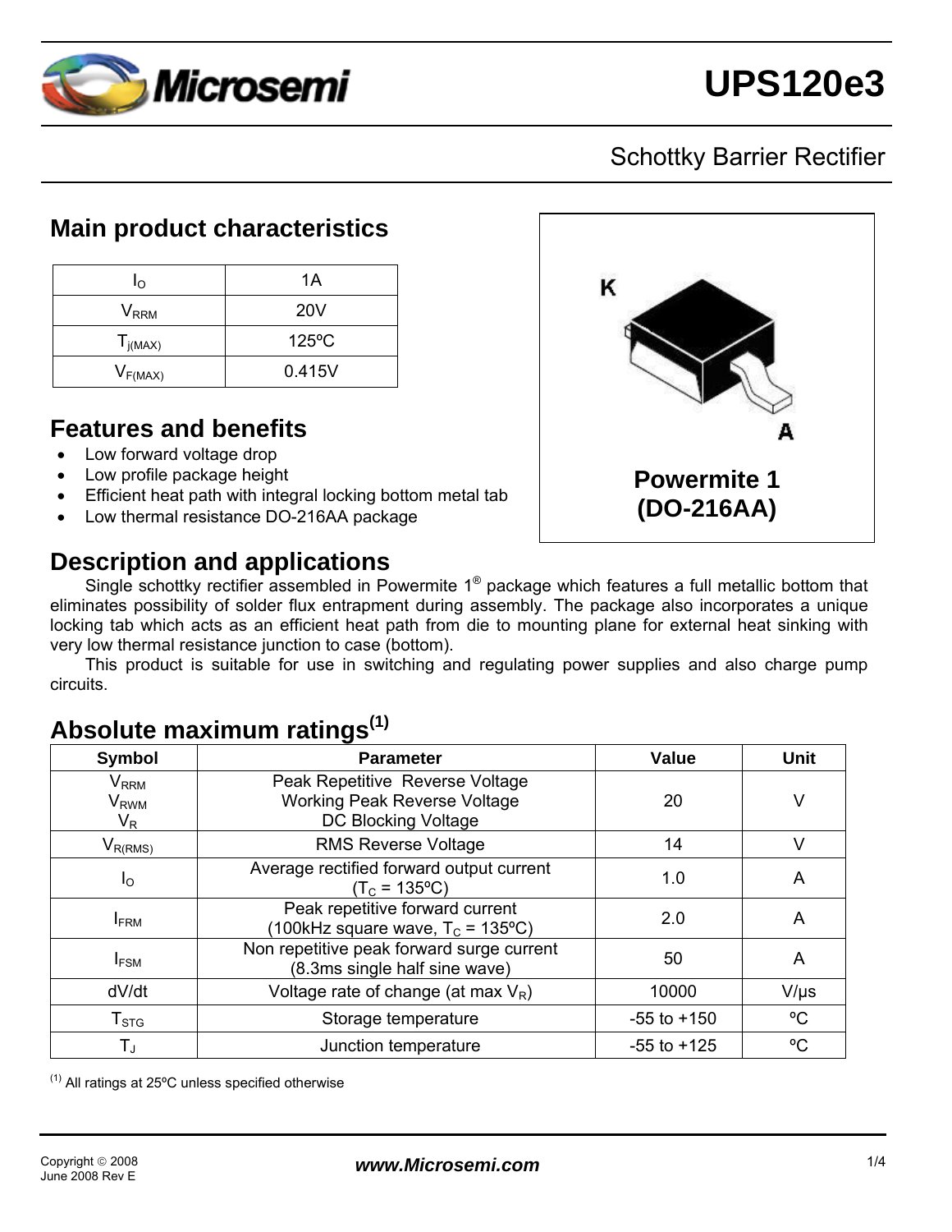# UPS120e3

## Schottky Barrier Rectifier

## Main product characteristics

| | |
|---|---|
| $I_O$ | 1A |
| $V_{RRM}$ | 20V |
| $T_{j(MAX)}$ | 125ºC |
| $V_{F(MAX)}$ | 0.415V |

K

A

**Powermite 1 (DO-216AA)**

## Features and benefits

- Low forward voltage drop
- Low profile package height
- Efficient heat path with integral locking bottom metal tab
- Low thermal resistance DO-216AA package

## Description and applications

Single schottky rectifier assembled in Powermite 1® package which features a full metallic bottom that eliminates possibility of solder flux entrapment during assembly. The package also incorporates a unique locking tab which acts as an efficient heat path from die to mounting plane for external heat sinking with very low thermal resistance junction to case (bottom).

This product is suitable for use in switching and regulating power supplies and also charge pump circuits.

## Absolute maximum ratings(1)

| Symbol | Parameter | Value | Unit |
|---|---|---|---|
| $V_{RRM}$ <br> $V_{RWM}$ <br> $V_R$ | Peak Repetitive Reverse Voltage <br> Working Peak Reverse Voltage <br> DC Blocking Voltage | 20 | V |
| $V_{R(RMS)}$ | RMS Reverse Voltage | 14 | V |
| $I_O$ | Average rectified forward output current ($T_C$ = 135ºC) | 1.0 | A |
| $I_{FRM}$ | Peak repetitive forward current (100kHz square wave, $T_C$ = 135ºC) | 2.0 | A |
| $I_{FSM}$ | Non repetitive peak forward surge current (8.3ms single half sine wave) | 50 | A |
| dV/dt | Voltage rate of change (at max $V_R$) | 10000 | V/µs |
| $T_{STG}$ | Storage temperature | -55 to +150 | ºC |
| $T_J$ | Junction temperature | -55 to +125 | ºC |

(1) All ratings at 25ºC unless specified otherwise

Copyright © 2008
June 2008 Rev E

*www.Microsemi.com*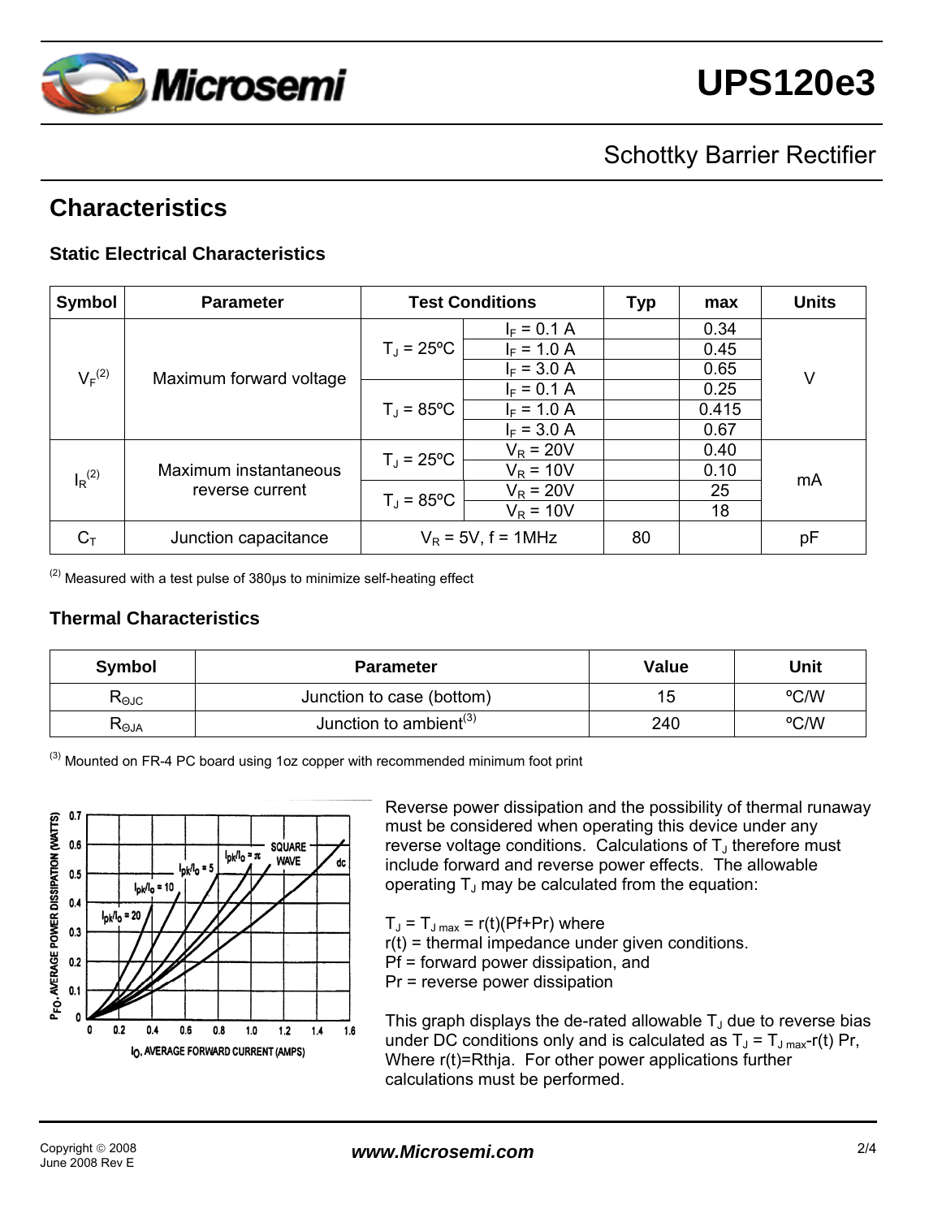## Characteristics

### Static Electrical Characteristics

| Symbol | Parameter | Test Conditions | | Typ | max | Units |
|---|---|---|---|---|---|---|
| $V_F$[2] | Maximum forward voltage | $T_J$ = 25ºC | $I_F$ = 0.1 A | | 0.34 | V |
| | | | $I_F$ = 1.0 A | | 0.45 | |
| | | | $I_F$ = 3.0 A | | 0.65 | |
| | | $T_J$ = 85ºC | $I_F$ = 0.1 A | | 0.25 | |
| | | | $I_F$ = 1.0 A | | 0.415 | |
| | | | $I_F$ = 3.0 A | | 0.67 | |
| $I_R$[2] | Maximum instantaneous reverse current | $T_J$ = 25ºC | $V_R$ = 20V | | 0.40 | mA |
| | | | $V_R$ = 10V | | 0.10 | |
| | | $T_J$ = 85ºC | $V_R$ = 20V | | 25 | |
| | | | $V_R$ = 10V | | 18 | |
| $C_T$ | Junction capacitance | $V_R$ = 5V, f = 1MHz | | 80 | | pF |

[2] Measured with a test pulse of 380μs to minimize self-heating effect

### Thermal Characteristics

| Symbol | Parameter | Value | Unit |
|---|---|---|---|
| $R_{\Theta JC}$ | Junction to case (bottom) | 15 | ºC/W |
| $R_{\Theta JA}$ | Junction to ambient[3] | 240 | ºC/W |

[3] Mounted on FR-4 PC board using 1oz copper with recommended minimum foot print

Reverse power dissipation and the possibility of thermal runaway must be considered when operating this device under any reverse voltage conditions. Calculations of $T_J$ therefore must include forward and reverse power effects. The allowable operating $T_J$ may be calculated from the equation:

$T_J = T_{J\,max} = r(t)(Pf+Pr)$ where
r(t) = thermal impedance under given conditions.
Pf = forward power dissipation, and
Pr = reverse power dissipation

This graph displays the de-rated allowable $T_J$ due to reverse bias under DC conditions only and is calculated as $T_J = T_{J\,max}\text{-}r(t)\,Pr$, Where r(t)=Rthja. For other power applications further calculations must be performed.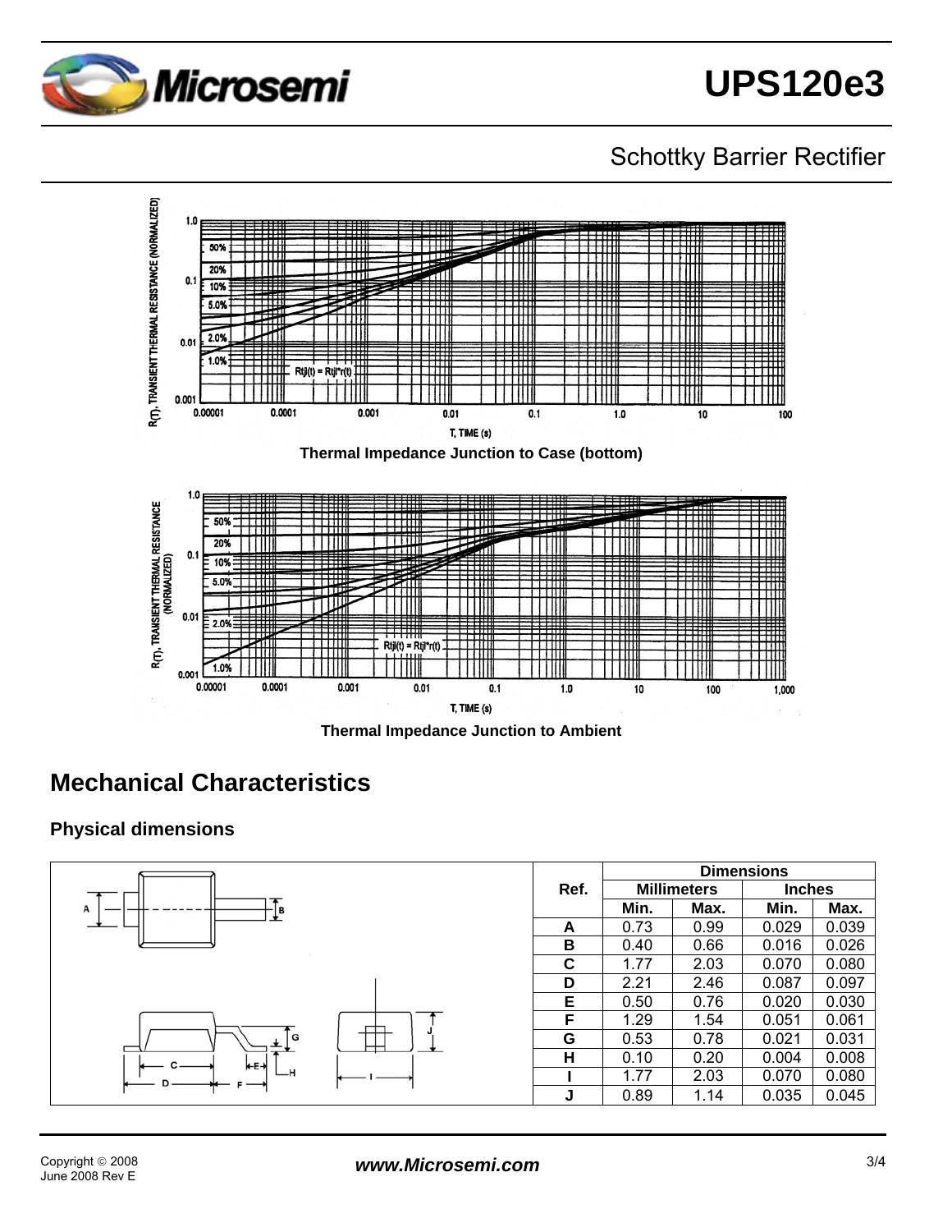Thermal Impedance Junction to Case (bottom)

Thermal Impedance Junction to Ambient

## Mechanical Characteristics

### Physical dimensions

| Ref. | Dimensions | | | |
|---|---|---|---|---|
| | Millimeters | | Inches | |
| | Min. | Max. | Min. | Max. |
| A | 0.73 | 0.99 | 0.029 | 0.039 |
| B | 0.40 | 0.66 | 0.016 | 0.026 |
| C | 1.77 | 2.03 | 0.070 | 0.080 |
| D | 2.21 | 2.46 | 0.087 | 0.097 |
| E | 0.50 | 0.76 | 0.020 | 0.030 |
| F | 1.29 | 1.54 | 0.051 | 0.061 |
| G | 0.53 | 0.78 | 0.021 | 0.031 |
| H | 0.10 | 0.20 | 0.004 | 0.008 |
| I | 1.77 | 2.03 | 0.070 | 0.080 |
| J | 0.89 | 1.14 | 0.035 | 0.045 |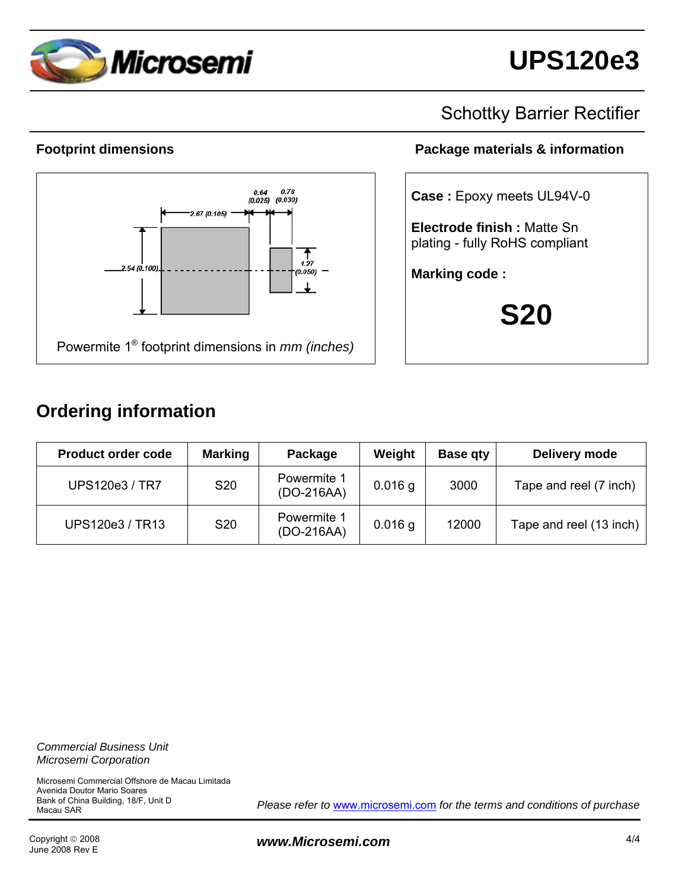# UPS120e3

## Schottky Barrier Rectifier

### Footprint dimensions

0.64 (0.025)
0.76 (0.030)
2.67 (0.105)
2.54 (0.100)
1.27 (0.050)

Powermite 1® footprint dimensions in *mm (inches)*

### Package materials & information

**Case :** Epoxy meets UL94V-0

**Electrode finish :** Matte Sn plating - fully RoHS compliant

**Marking code :**

**S20**

## Ordering information

| Product order code | Marking | Package | Weight | Base qty | Delivery mode |
|---|---|---|---|---|---|
| UPS120e3 / TR7 | S20 | Powermite 1 (DO-216AA) | 0.016 g | 3000 | Tape and reel (7 inch) |
| UPS120e3 / TR13 | S20 | Powermite 1 (DO-216AA) | 0.016 g | 12000 | Tape and reel (13 inch) |

*Commercial Business Unit*
*Microsemi Corporation*

Microsemi Commercial Offshore de Macau Limitada
Avenida Doutor Mario Soares
Bank of China Building, 18/F, Unit D
Macau SAR

*Please refer to www.microsemi.com for the terms and conditions of purchase*

Copyright © 2008
June 2008 Rev E

***www.Microsemi.com***